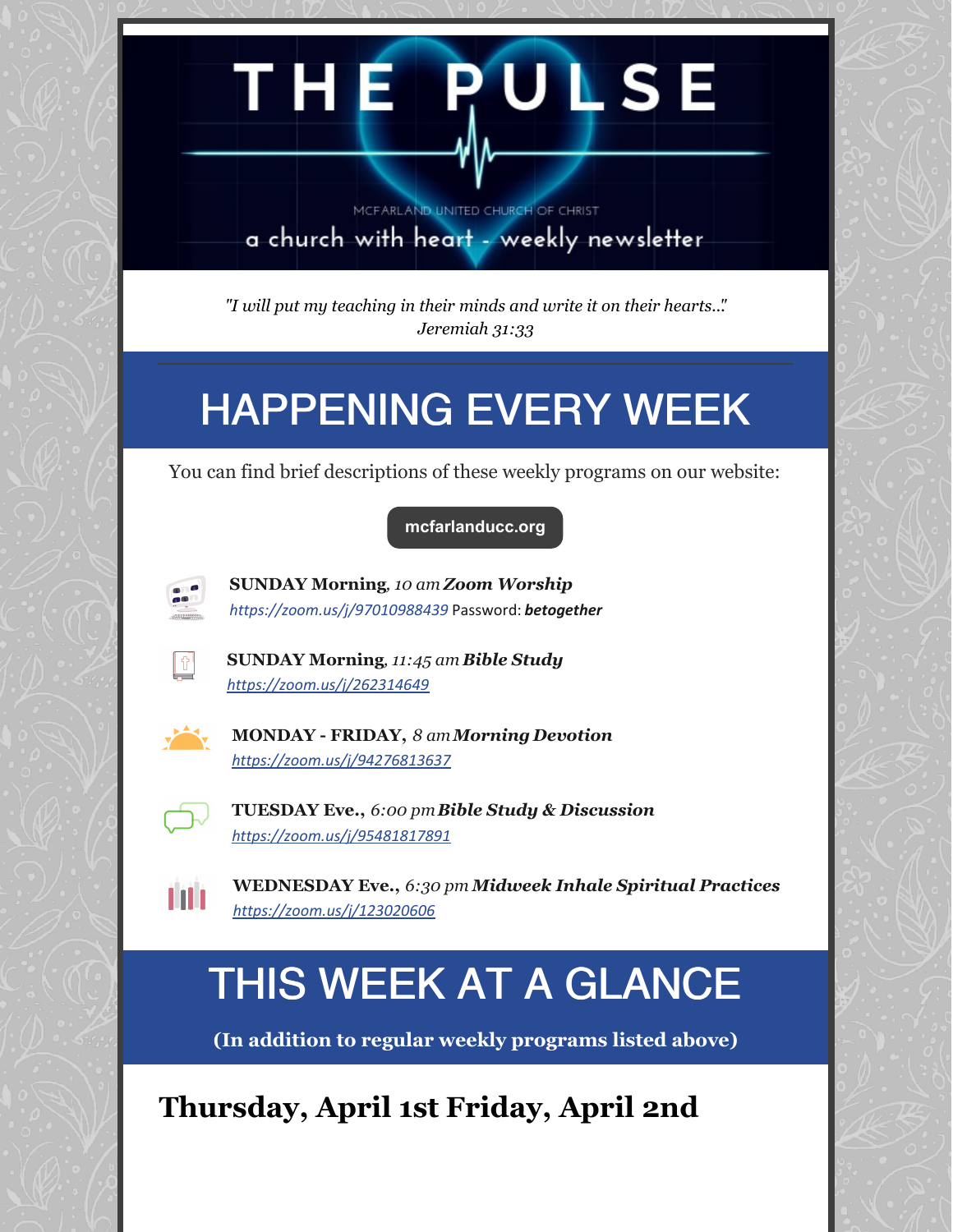# THE PULSE

MCFARLAND UNITED CHURCH OF CHRIST

a church with heart - weekly newsletter

*"I will put my teaching in their minds and write it on their hearts.."*
*Jeremiah 31:33*

## HAPPENING EVERY WEEK

You can find brief descriptions of these weekly programs on our website:

mcfarlanducc.org

**SUNDAY Morning**, *10 am* ***Zoom Worship***
*https://zoom.us/j/97010988439* Password: ***betogether***

**SUNDAY Morning**, *11:45 am* ***Bible Study***
*https://zoom.us/j/262314649*

**MONDAY - FRIDAY,** *8 am* ***Morning Devotion***
*https://zoom.us/j/94276813637*

**TUESDAY Eve.,** *6:00 pm* ***Bible Study & Discussion***
*https://zoom.us/j/95481817891*

**WEDNESDAY Eve.,** *6:30 pm* ***Midweek Inhale Spiritual Practices***
*https://zoom.us/j/123020606*

## THIS WEEK AT A GLANCE

**(In addition to regular weekly programs listed above)**

## Thursday, April 1st Friday, April 2nd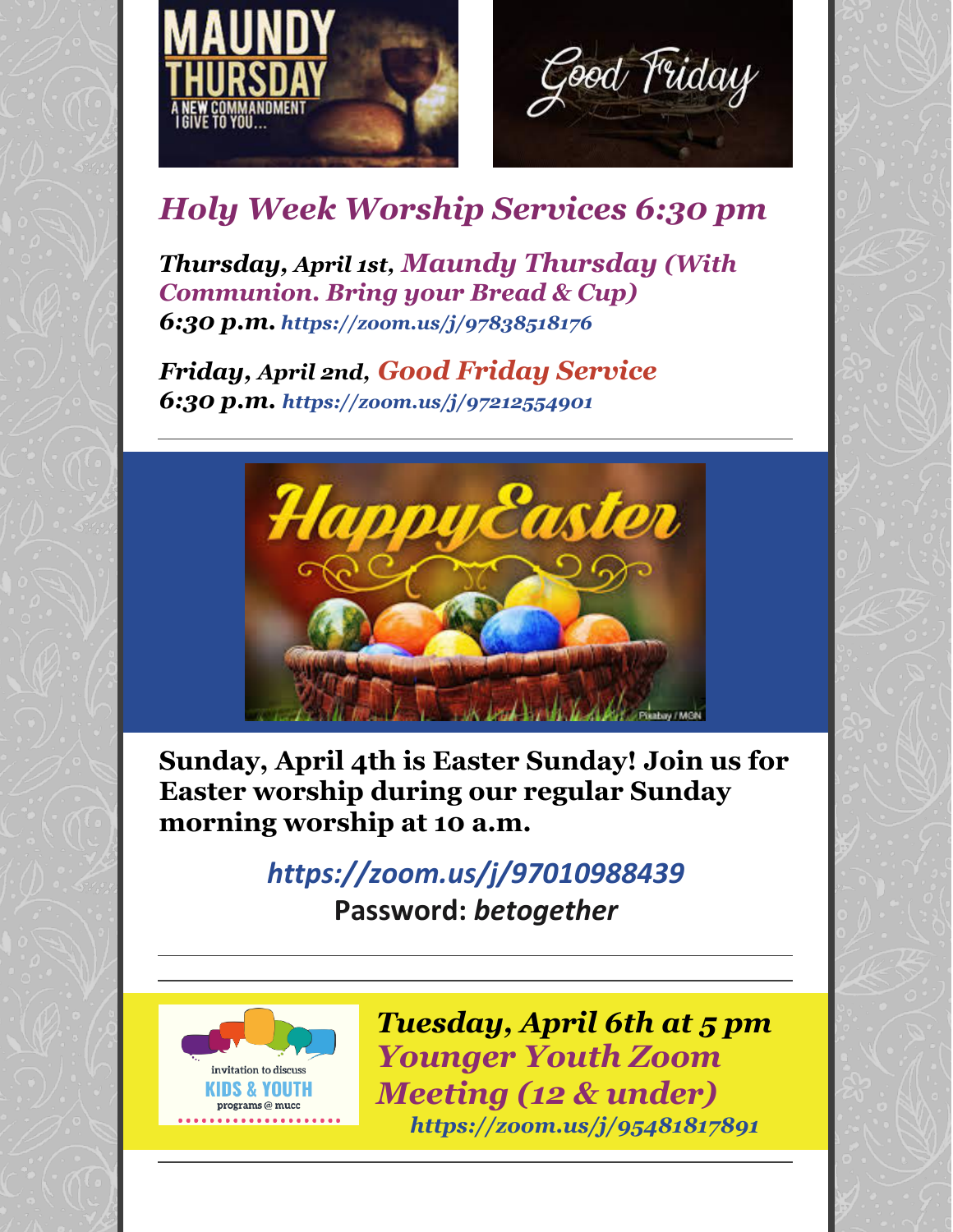## *Holy Week Worship Services 6:30 pm*

***Thursday, April 1st, Maundy Thursday (With Communion. Bring your Bread & Cup)***
***6:30 p.m.*** ***https://zoom.us/j/97838518176***

***Friday, April 2nd, Good Friday Service***
***6:30 p.m.*** ***https://zoom.us/j/97212554901***

---

**Sunday, April 4th is Easter Sunday! Join us for Easter worship during our regular Sunday morning worship at 10 a.m.**

***https://zoom.us/j/97010988439***
**Password:** ***betogether***

---

***Tuesday, April 6th at 5 pm***
***Younger Youth Zoom Meeting (12 & under)***
***https://zoom.us/j/95481817891***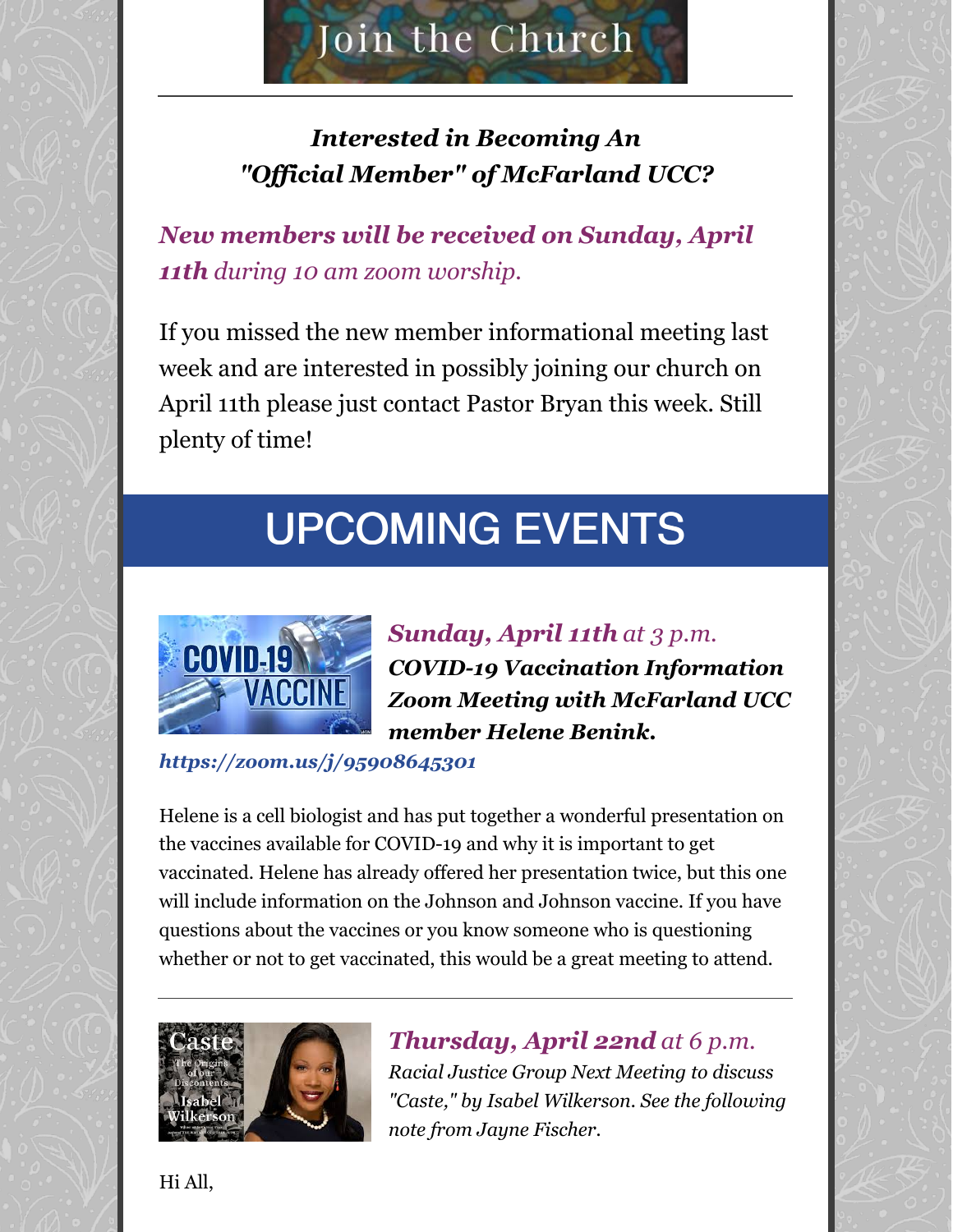# Join the Church

***Interested in Becoming An "Official Member" of McFarland UCC?***

***New members will be received on Sunday, April 11th** during 10 am zoom worship.*

If you missed the new member informational meeting last week and are interested in possibly joining our church on April 11th please just contact Pastor Bryan this week. Still plenty of time!

# UPCOMING EVENTS

***Sunday, April 11th** at 3 p.m.*
***COVID-19 Vaccination Information Zoom Meeting with McFarland UCC member Helene Benink.***

***https://zoom.us/j/95908645301***

Helene is a cell biologist and has put together a wonderful presentation on the vaccines available for COVID-19 and why it is important to get vaccinated. Helene has already offered her presentation twice, but this one will include information on the Johnson and Johnson vaccine. If you have questions about the vaccines or you know someone who is questioning whether or not to get vaccinated, this would be a great meeting to attend.

---

***Thursday, April 22nd** at 6 p.m.*
*Racial Justice Group Next Meeting to discuss "Caste," by Isabel Wilkerson. See the following note from Jayne Fischer.*

Hi All,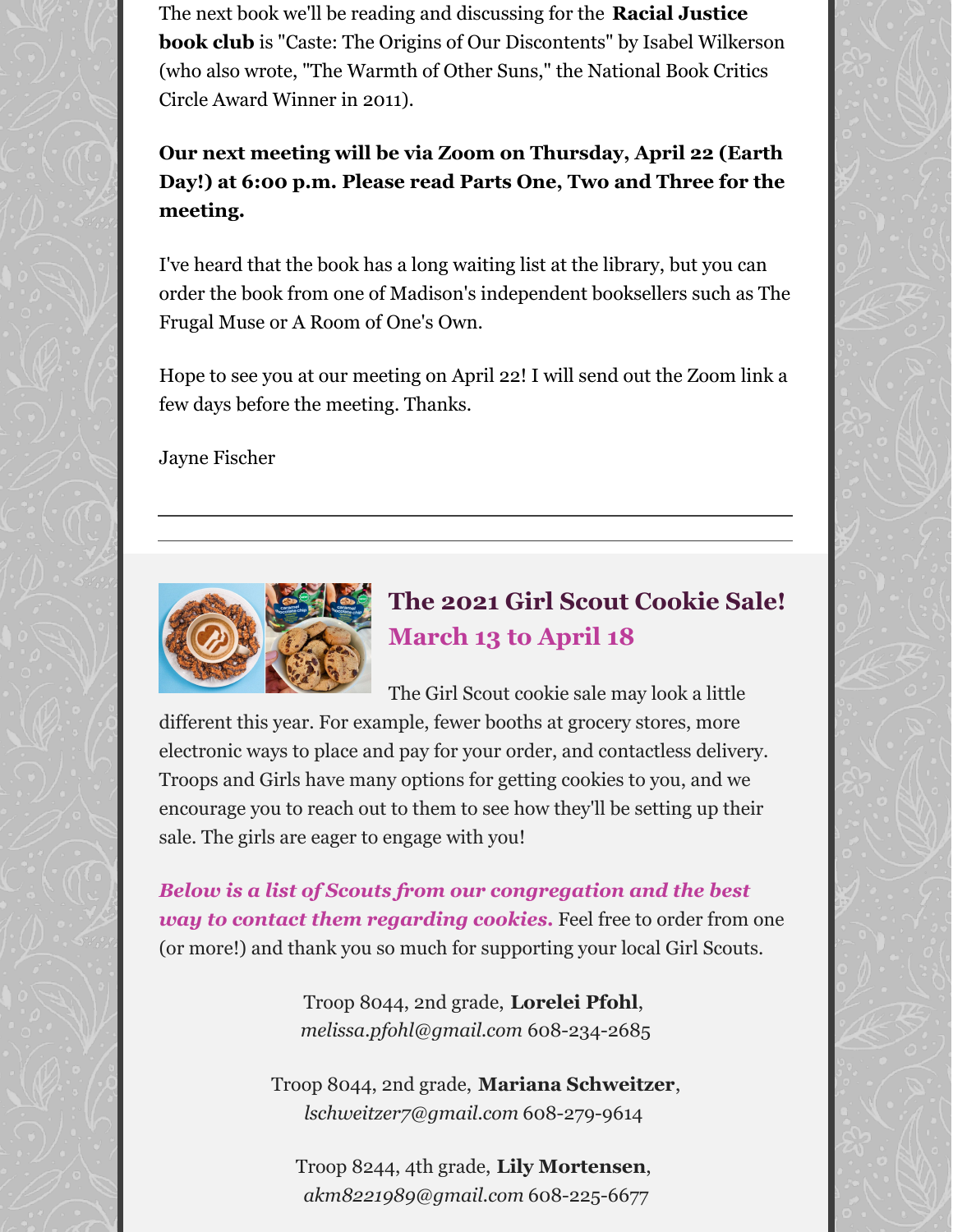The next book we'll be reading and discussing for the **Racial Justice book club** is "Caste: The Origins of Our Discontents" by Isabel Wilkerson (who also wrote, "The Warmth of Other Suns," the National Book Critics Circle Award Winner in 2011).

**Our next meeting will be via Zoom on Thursday, April 22 (Earth Day!) at 6:00 p.m. Please read Parts One, Two and Three for the meeting.**

I've heard that the book has a long waiting list at the library, but you can order the book from one of Madison's independent booksellers such as The Frugal Muse or A Room of One's Own.

Hope to see you at our meeting on April 22! I will send out the Zoom link a few days before the meeting. Thanks.

Jayne Fischer

---

## The 2021 Girl Scout Cookie Sale!
## March 13 to April 18

The Girl Scout cookie sale may look a little different this year. For example, fewer booths at grocery stores, more electronic ways to place and pay for your order, and contactless delivery. Troops and Girls have many options for getting cookies to you, and we encourage you to reach out to them to see how they'll be setting up their sale. The girls are eager to engage with you!

***Below is a list of Scouts from our congregation and the best way to contact them regarding cookies.*** Feel free to order from one (or more!) and thank you so much for supporting your local Girl Scouts.

Troop 8044, 2nd grade, **Lorelei Pfohl**,
*melissa.pfohl@gmail.com* 608-234-2685

Troop 8044, 2nd grade, **Mariana Schweitzer**,
*lschweitzer7@gmail.com* 608-279-9614

Troop 8244, 4th grade, **Lily Mortensen**,
*akm8221989@gmail.com* 608-225-6677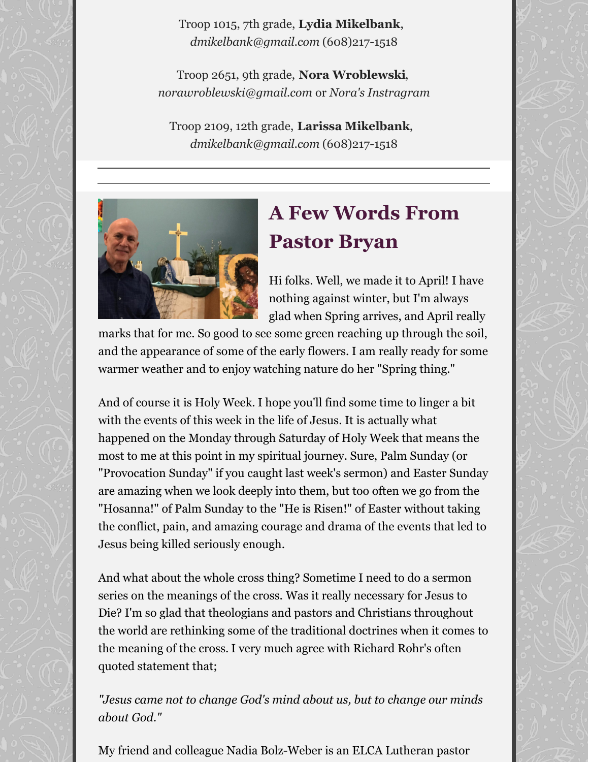Troop 1015, 7th grade, **Lydia Mikelbank**, *dmikelbank@gmail.com* (608)217-1518

Troop 2651, 9th grade, **Nora Wroblewski**, *norawroblewski@gmail.com* or *Nora's Instragram*

Troop 2109, 12th grade, **Larissa Mikelbank**, *dmikelbank@gmail.com* (608)217-1518

---

## A Few Words From Pastor Bryan

Hi folks. Well, we made it to April! I have nothing against winter, but I'm always glad when Spring arrives, and April really marks that for me. So good to see some green reaching up through the soil, and the appearance of some of the early flowers. I am really ready for some warmer weather and to enjoy watching nature do her "Spring thing."

And of course it is Holy Week. I hope you'll find some time to linger a bit with the events of this week in the life of Jesus. It is actually what happened on the Monday through Saturday of Holy Week that means the most to me at this point in my spiritual journey. Sure, Palm Sunday (or "Provocation Sunday" if you caught last week's sermon) and Easter Sunday are amazing when we look deeply into them, but too often we go from the "Hosanna!" of Palm Sunday to the "He is Risen!" of Easter without taking the conflict, pain, and amazing courage and drama of the events that led to Jesus being killed seriously enough.

And what about the whole cross thing? Sometime I need to do a sermon series on the meanings of the cross. Was it really necessary for Jesus to Die? I'm so glad that theologians and pastors and Christians throughout the world are rethinking some of the traditional doctrines when it comes to the meaning of the cross. I very much agree with Richard Rohr's often quoted statement that;

*"Jesus came not to change God's mind about us, but to change our minds about God."*

My friend and colleague Nadia Bolz-Weber is an ELCA Lutheran pastor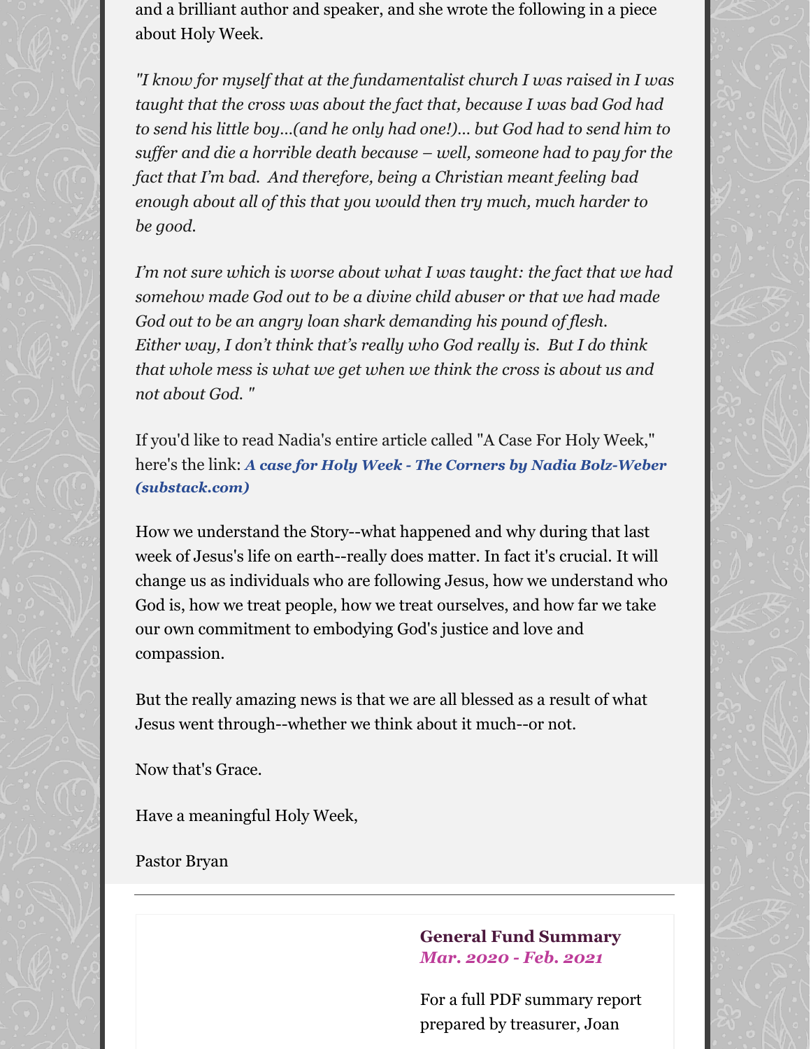and a brilliant author and speaker, and she wrote the following in a piece about Holy Week.

*"I know for myself that at the fundamentalist church I was raised in I was taught that the cross was about the fact that, because I was bad God had to send his little boy…(and he only had one!)… but God had to send him to suffer and die a horrible death because – well, someone had to pay for the fact that I'm bad. And therefore, being a Christian meant feeling bad enough about all of this that you would then try much, much harder to be good.*

*I'm not sure which is worse about what I was taught: the fact that we had somehow made God out to be a divine child abuser or that we had made God out to be an angry loan shark demanding his pound of flesh. Either way, I don't think that's really who God really is. But I do think that whole mess is what we get when we think the cross is about us and not about God. "*

If you'd like to read Nadia's entire article called "A Case For Holy Week," here's the link: ***A case for Holy Week - The Corners by Nadia Bolz-Weber (substack.com)***

How we understand the Story--what happened and why during that last week of Jesus's life on earth--really does matter. In fact it's crucial. It will change us as individuals who are following Jesus, how we understand who God is, how we treat people, how we treat ourselves, and how far we take our own commitment to embodying God's justice and love and compassion.

But the really amazing news is that we are all blessed as a result of what Jesus went through--whether we think about it much--or not.

Now that's Grace.

Have a meaningful Holy Week,

Pastor Bryan

---

**General Fund Summary**
***Mar. 2020 - Feb. 2021***

For a full PDF summary report prepared by treasurer, Joan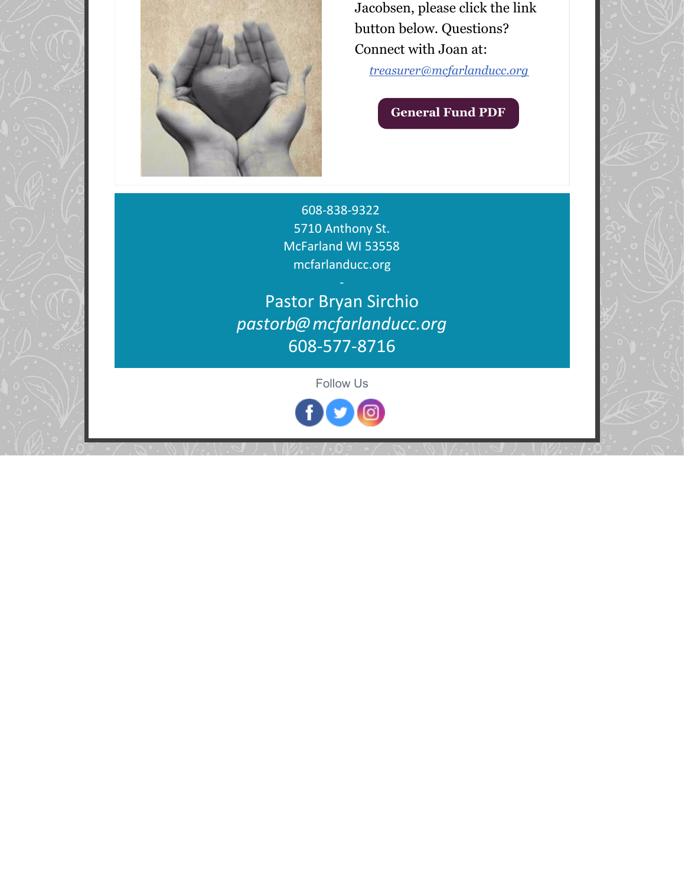Jacobsen, please click the link button below. Questions? Connect with Joan at:

*treasurer@mcfarlanducc.org*

**General Fund PDF**

608-838-9322
5710 Anthony St.
McFarland WI 53558
mcfarlanducc.org

-

Pastor Bryan Sirchio
*pastorb@ mcfarlanducc.org*
608-577-8716

Follow Us